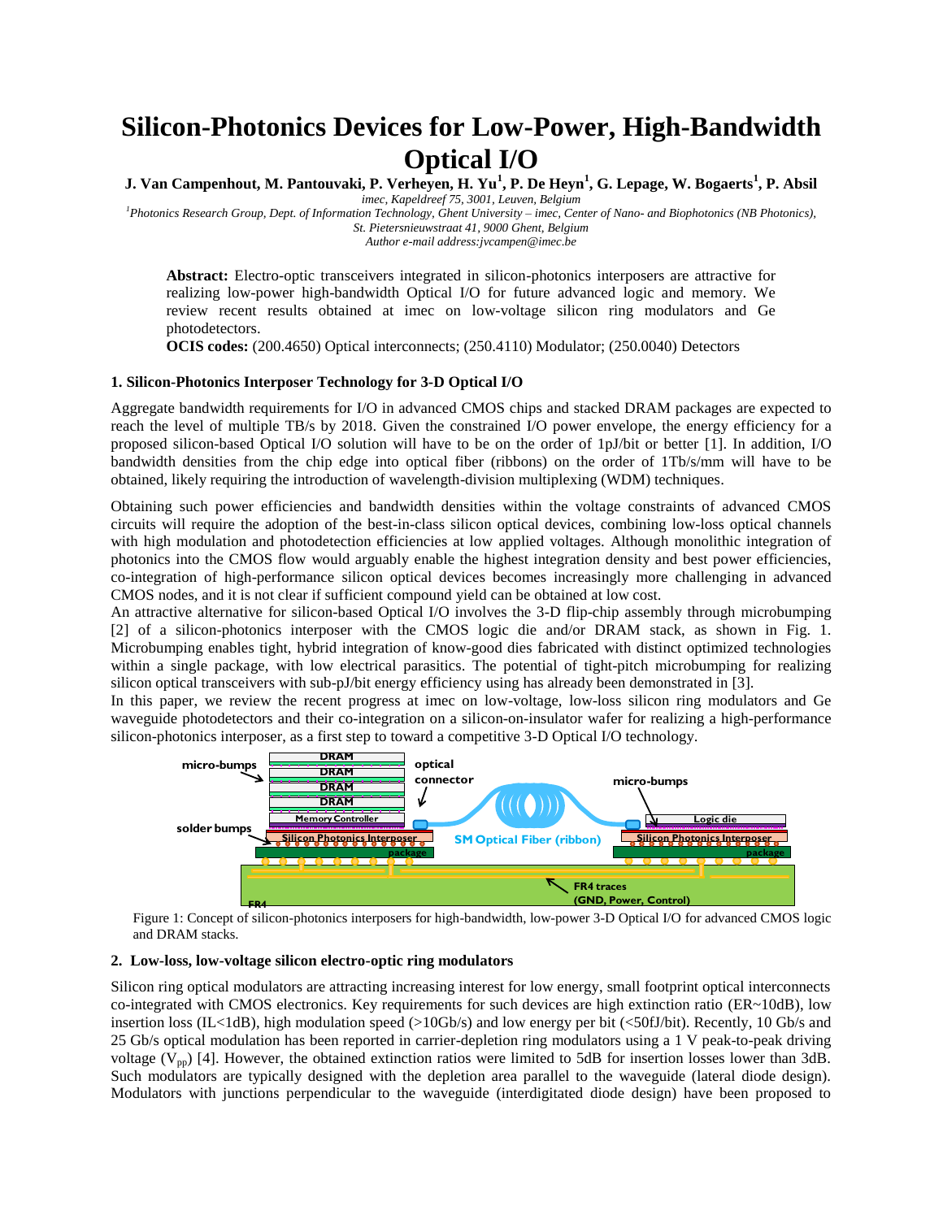# Silicon-Photonics Devices for Low-Power, High-Bandwidth Optical I/O

**J. Van Campenhout, M. Pantouvaki, P. Verheyen, H. Yu[1], P. De Heyn[1], G. Lepage, W. Bogaerts[1], P. Absil**

*imec, Kapeldreef 75, 3001, Leuven, Belgium*
*[1]Photonics Research Group, Dept. of Information Technology, Ghent University – imec, Center of Nano- and Biophotonics (NB Photonics), St. Pietersnieuwstraat 41, 9000 Ghent, Belgium*
*Author e-mail address:jvcampen@imec.be*

**Abstract:** Electro-optic transceivers integrated in silicon-photonics interposers are attractive for realizing low-power high-bandwidth Optical I/O for future advanced logic and memory. We review recent results obtained at imec on low-voltage silicon ring modulators and Ge photodetectors.
**OCIS codes:** (200.4650) Optical interconnects; (250.4110) Modulator; (250.0040) Detectors

## 1. Silicon-Photonics Interposer Technology for 3-D Optical I/O

Aggregate bandwidth requirements for I/O in advanced CMOS chips and stacked DRAM packages are expected to reach the level of multiple TB/s by 2018. Given the constrained I/O power envelope, the energy efficiency for a proposed silicon-based Optical I/O solution will have to be on the order of 1pJ/bit or better [1]. In addition, I/O bandwidth densities from the chip edge into optical fiber (ribbons) on the order of 1Tb/s/mm will have to be obtained, likely requiring the introduction of wavelength-division multiplexing (WDM) techniques.

Obtaining such power efficiencies and bandwidth densities within the voltage constraints of advanced CMOS circuits will require the adoption of the best-in-class silicon optical devices, combining low-loss optical channels with high modulation and photodetection efficiencies at low applied voltages. Although monolithic integration of photonics into the CMOS flow would arguably enable the highest integration density and best power efficiencies, co-integration of high-performance silicon optical devices becomes increasingly more challenging in advanced CMOS nodes, and it is not clear if sufficient compound yield can be obtained at low cost.

An attractive alternative for silicon-based Optical I/O involves the 3-D flip-chip assembly through microbumping [2] of a silicon-photonics interposer with the CMOS logic die and/or DRAM stack, as shown in Fig. 1. Microbumping enables tight, hybrid integration of know-good dies fabricated with distinct optimized technologies within a single package, with low electrical parasitics. The potential of tight-pitch microbumping for realizing silicon optical transceivers with sub-pJ/bit energy efficiency using has already been demonstrated in [3].

In this paper, we review the recent progress at imec on low-voltage, low-loss silicon ring modulators and Ge waveguide photodetectors and their co-integration on a silicon-on-insulator wafer for realizing a high-performance silicon-photonics interposer, as a first step to toward a competitive 3-D Optical I/O technology.

Figure 1: Concept of silicon-photonics interposers for high-bandwidth, low-power 3-D Optical I/O for advanced CMOS logic and DRAM stacks.

## 2. Low-loss, low-voltage silicon electro-optic ring modulators

Silicon ring optical modulators are attracting increasing interest for low energy, small footprint optical interconnects co-integrated with CMOS electronics. Key requirements for such devices are high extinction ratio (ER~10dB), low insertion loss (IL<1dB), high modulation speed (>10Gb/s) and low energy per bit (<50fJ/bit). Recently, 10 Gb/s and 25 Gb/s optical modulation has been reported in carrier-depletion ring modulators using a 1 V peak-to-peak driving voltage ($V_{pp}$) [4]. However, the obtained extinction ratios were limited to 5dB for insertion losses lower than 3dB. Such modulators are typically designed with the depletion area parallel to the waveguide (lateral diode design). Modulators with junctions perpendicular to the waveguide (interdigitated diode design) have been proposed to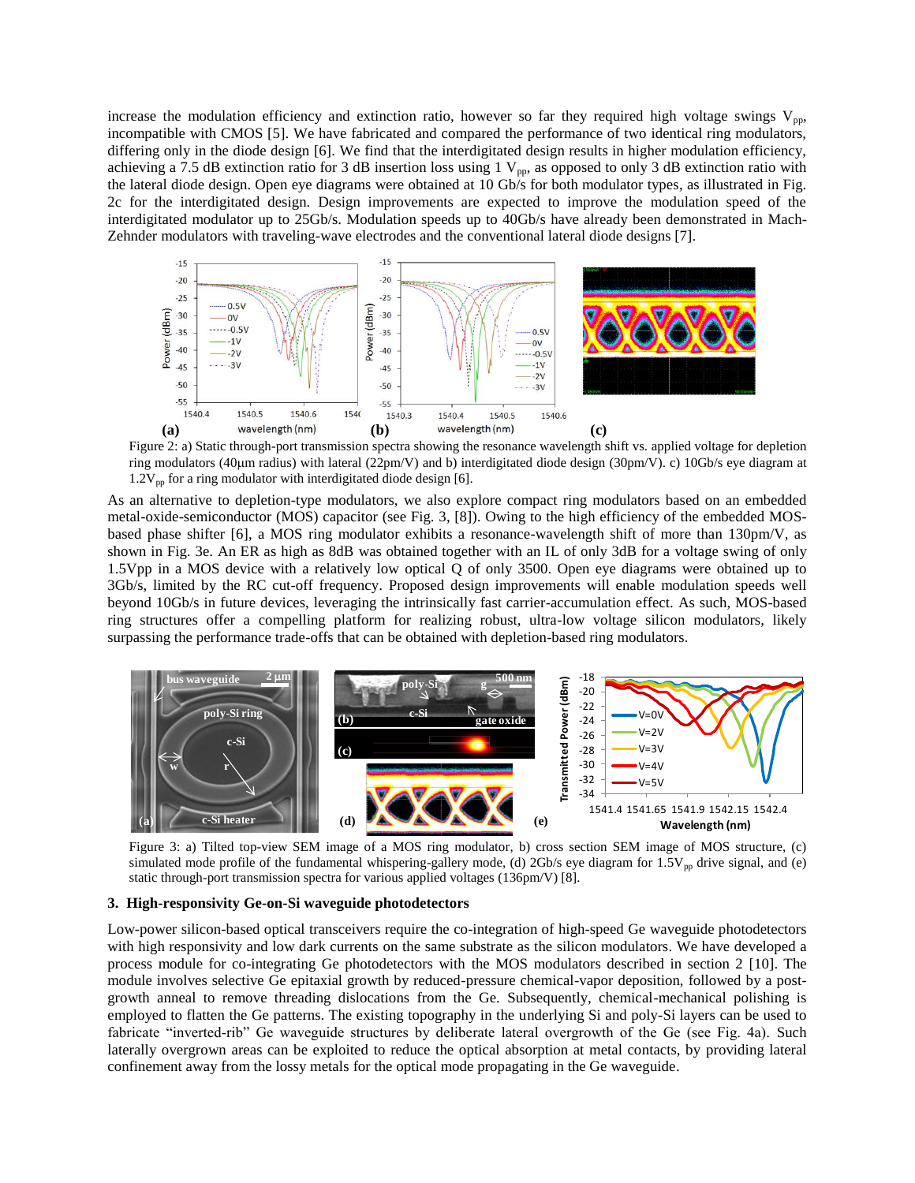increase the modulation efficiency and extinction ratio, however so far they required high voltage swings $V_{pp}$, incompatible with CMOS [5]. We have fabricated and compared the performance of two identical ring modulators, differing only in the diode design [6]. We find that the interdigitated design results in higher modulation efficiency, achieving a 7.5 dB extinction ratio for 3 dB insertion loss using 1 $V_{pp}$, as opposed to only 3 dB extinction ratio with the lateral diode design. Open eye diagrams were obtained at 10 Gb/s for both modulator types, as illustrated in Fig. 2c for the interdigitated design. Design improvements are expected to improve the modulation speed of the interdigitated modulator up to 25Gb/s. Modulation speeds up to 40Gb/s have already been demonstrated in Mach-Zehnder modulators with traveling-wave electrodes and the conventional lateral diode designs [7].

Figure 2: a) Static through-port transmission spectra showing the resonance wavelength shift vs. applied voltage for depletion ring modulators (40μm radius) with lateral (22pm/V) and b) interdigitated diode design (30pm/V). c) 10Gb/s eye diagram at $1.2V_{pp}$ for a ring modulator with interdigitated diode design [6].

As an alternative to depletion-type modulators, we also explore compact ring modulators based on an embedded metal-oxide-semiconductor (MOS) capacitor (see Fig. 3, [8]). Owing to the high efficiency of the embedded MOS-based phase shifter [6], a MOS ring modulator exhibits a resonance-wavelength shift of more than 130pm/V, as shown in Fig. 3e. An ER as high as 8dB was obtained together with an IL of only 3dB for a voltage swing of only 1.5Vpp in a MOS device with a relatively low optical Q of only 3500. Open eye diagrams were obtained up to 3Gb/s, limited by the RC cut-off frequency. Proposed design improvements will enable modulation speeds well beyond 10Gb/s in future devices, leveraging the intrinsically fast carrier-accumulation effect. As such, MOS-based ring structures offer a compelling platform for realizing robust, ultra-low voltage silicon modulators, likely surpassing the performance trade-offs that can be obtained with depletion-based ring modulators.

Figure 3: a) Tilted top-view SEM image of a MOS ring modulator, b) cross section SEM image of MOS structure, (c) simulated mode profile of the fundamental whispering-gallery mode, (d) 2Gb/s eye diagram for $1.5V_{pp}$ drive signal, and (e) static through-port transmission spectra for various applied voltages (136pm/V) [8].

### 3. High-responsivity Ge-on-Si waveguide photodetectors

Low-power silicon-based optical transceivers require the co-integration of high-speed Ge waveguide photodetectors with high responsivity and low dark currents on the same substrate as the silicon modulators. We have developed a process module for co-integrating Ge photodetectors with the MOS modulators described in section 2 [10]. The module involves selective Ge epitaxial growth by reduced-pressure chemical-vapor deposition, followed by a post-growth anneal to remove threading dislocations from the Ge. Subsequently, chemical-mechanical polishing is employed to flatten the Ge patterns. The existing topography in the underlying Si and poly-Si layers can be used to fabricate "inverted-rib" Ge waveguide structures by deliberate lateral overgrowth of the Ge (see Fig. 4a). Such laterally overgrown areas can be exploited to reduce the optical absorption at metal contacts, by providing lateral confinement away from the lossy metals for the optical mode propagating in the Ge waveguide.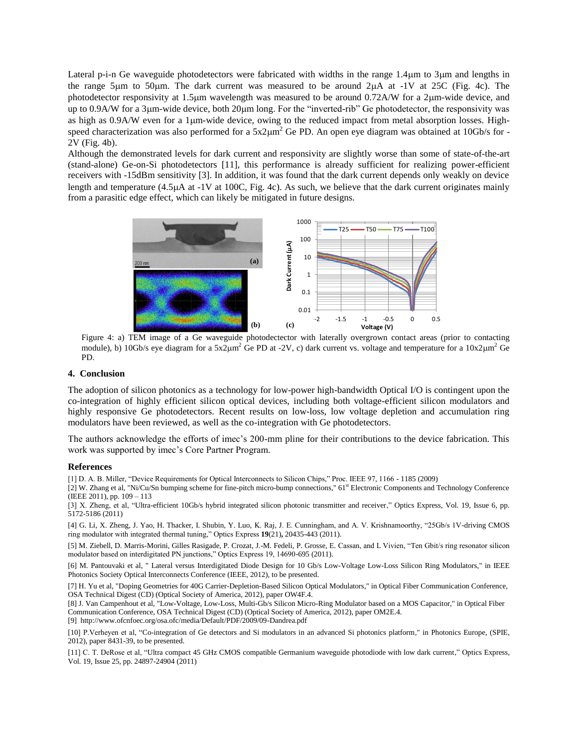Lateral p-i-n Ge waveguide photodetectors were fabricated with widths in the range 1.4μm to 3μm and lengths in the range 5μm to 50μm. The dark current was measured to be around 2μA at -1V at 25C (Fig. 4c). The photodetector responsivity at 1.5μm wavelength was measured to be around 0.72A/W for a 2μm-wide device, and up to 0.9A/W for a 3μm-wide device, both 20μm long. For the "inverted-rib" Ge photodetector, the responsivity was as high as 0.9A/W even for a 1μm-wide device, owing to the reduced impact from metal absorption losses. High-speed characterization was also performed for a $5x2\mu m^2$ Ge PD. An open eye diagram was obtained at 10Gb/s for -2V (Fig. 4b).

Although the demonstrated levels for dark current and responsivity are slightly worse than some of state-of-the-art (stand-alone) Ge-on-Si photodetectors [11], this performance is already sufficient for realizing power-efficient receivers with -15dBm sensitivity [3]. In addition, it was found that the dark current depends only weakly on device length and temperature (4.5μA at -1V at 100C, Fig. 4c). As such, we believe that the dark current originates mainly from a parasitic edge effect, which can likely be mitigated in future designs.

200 nm
(a)
(b)
(c)
1000
100
10
1
0.1
0.01
Dark Current (μA)
T25 T50 T75 T100
-2 -1.5 -1 -0.5 0 0.5
Voltage (V)

Figure 4: a) TEM image of a Ge waveguide photodetector with laterally overgrown contact areas (prior to contacting module), b) 10Gb/s eye diagram for a $5x2\mu m^2$ Ge PD at -2V, c) dark current vs. voltage and temperature for a $10x2\mu m^2$ Ge PD.

## 4. Conclusion

The adoption of silicon photonics as a technology for low-power high-bandwidth Optical I/O is contingent upon the co-integration of highly efficient silicon optical devices, including both voltage-efficient silicon modulators and highly responsive Ge photodetectors. Recent results on low-loss, low voltage depletion and accumulation ring modulators have been reviewed, as well as the co-integration with Ge photodetectors.

The authors acknowledge the efforts of imec's 200-mm pline for their contributions to the device fabrication. This work was supported by imec's Core Partner Program.

### References

[1] D. A. B. Miller, "Device Requirements for Optical Interconnects to Silicon Chips," Proc. IEEE 97, 1166 - 1185 (2009)

[2] W. Zhang et al, "Ni/Cu/Sn bumping scheme for fine-pitch micro-bump connections," 61st Electronic Components and Technology Conference (IEEE 2011), pp. 109 – 113

[3] X. Zheng, et al, "Ultra-efficient 10Gb/s hybrid integrated silicon photonic transmitter and receiver," Optics Express, Vol. 19, Issue 6, pp. 5172-5186 (2011)

[4] G. Li, X. Zheng, J. Yao, H. Thacker, I. Shubin, Y. Luo, K. Raj, J. E. Cunningham, and A. V. Krishnamoorthy, "25Gb/s 1V-driving CMOS ring modulator with integrated thermal tuning," Optics Express **19**(21), 20435-443 (2011).

[5] M. Ziebell, D. Marris-Morini, Gilles Rasigade, P. Crozat, J.-M. Fedeli, P. Grosse, E. Cassan, and L Vivien, "Ten Gbit/s ring resonator silicon modulator based on interdigitated PN junctions," Optics Express 19, 14690-695 (2011).

[6] M. Pantouvaki et al, " Lateral versus Interdigitated Diode Design for 10 Gb/s Low-Voltage Low-Loss Silicon Ring Modulators," in IEEE Photonics Society Optical Interconnects Conference (IEEE, 2012), to be presented.

[7] H. Yu et al, "Doping Geometries for 40G Carrier-Depletion-Based Silicon Optical Modulators," in Optical Fiber Communication Conference, OSA Technical Digest (CD) (Optical Society of America, 2012), paper OW4F.4.

[8] J. Van Campenhout et al, "Low-Voltage, Low-Loss, Multi-Gb/s Silicon Micro-Ring Modulator based on a MOS Capacitor," in Optical Fiber Communication Conference, OSA Technical Digest (CD) (Optical Society of America, 2012), paper OM2E.4.

[9] http://www.ofcnfoec.org/osa.ofc/media/Default/PDF/2009/09-Dandrea.pdf

[10] P.Verheyen et al, "Co-integration of Ge detectors and Si modulators in an advanced Si photonics platform," in Photonics Europe, (SPIE, 2012), paper 8431-39, to be presented.

[11] C. T. DeRose et al, "Ultra compact 45 GHz CMOS compatible Germanium waveguide photodiode with low dark current," Optics Express, Vol. 19, Issue 25, pp. 24897-24904 (2011)